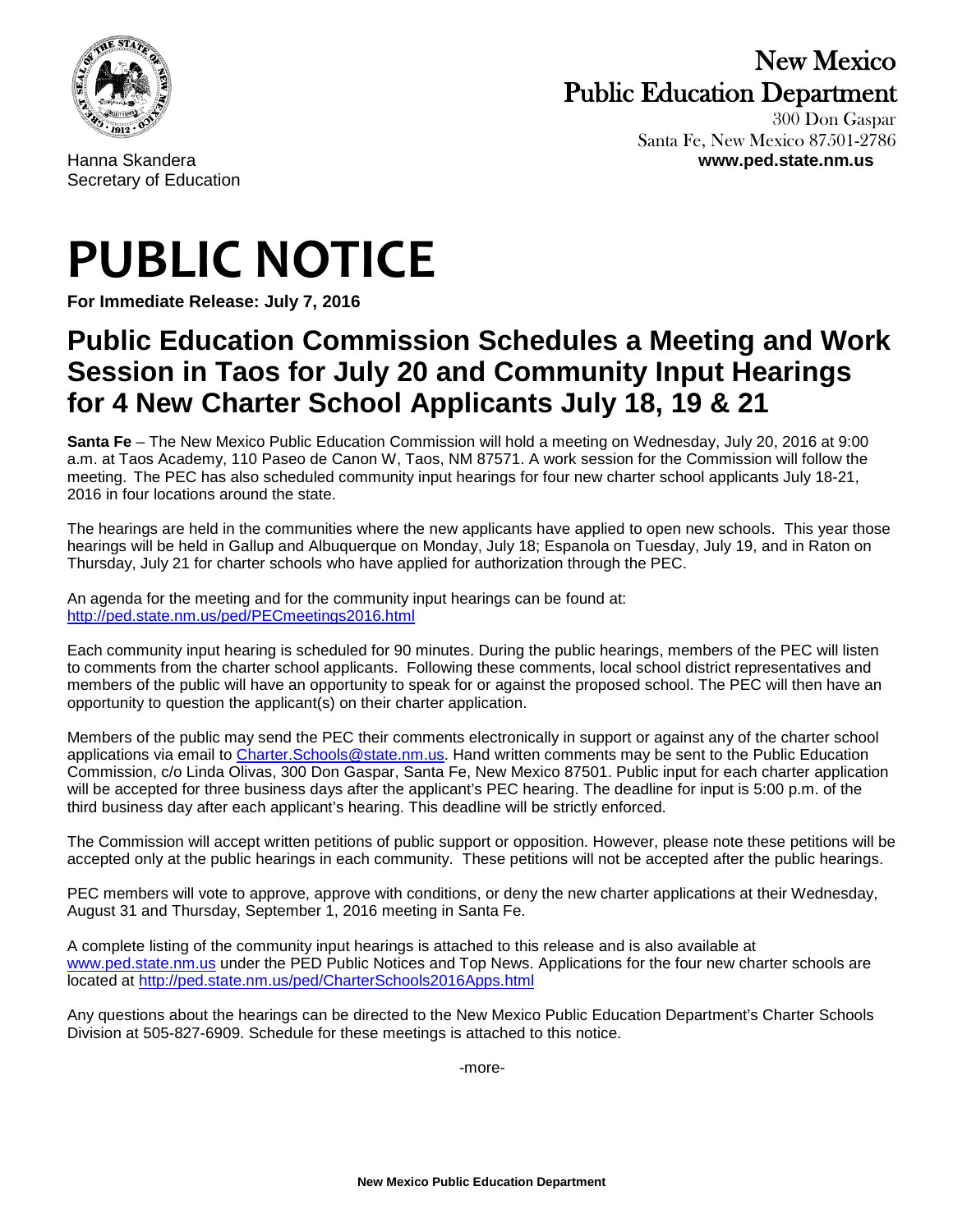New Mexico
Public Education Department
300 Don Gaspar
Santa Fe, New Mexico 87501-2786
**www.ped.state.nm.us**

Hanna Skandera
Secretary of Education

# PUBLIC NOTICE

**For Immediate Release: July 7, 2016**

## Public Education Commission Schedules a Meeting and Work Session in Taos for July 20 and Community Input Hearings for 4 New Charter School Applicants July 18, 19 & 21

**Santa Fe** – The New Mexico Public Education Commission will hold a meeting on Wednesday, July 20, 2016 at 9:00 a.m. at Taos Academy, 110 Paseo de Canon W, Taos, NM 87571. A work session for the Commission will follow the meeting. The PEC has also scheduled community input hearings for four new charter school applicants July 18-21, 2016 in four locations around the state.

The hearings are held in the communities where the new applicants have applied to open new schools. This year those hearings will be held in Gallup and Albuquerque on Monday, July 18; Espanola on Tuesday, July 19, and in Raton on Thursday, July 21 for charter schools who have applied for authorization through the PEC.

An agenda for the meeting and for the community input hearings can be found at:
http://ped.state.nm.us/ped/PECmeetings2016.html

Each community input hearing is scheduled for 90 minutes. During the public hearings, members of the PEC will listen to comments from the charter school applicants. Following these comments, local school district representatives and members of the public will have an opportunity to speak for or against the proposed school. The PEC will then have an opportunity to question the applicant(s) on their charter application.

Members of the public may send the PEC their comments electronically in support or against any of the charter school applications via email to Charter.Schools@state.nm.us. Hand written comments may be sent to the Public Education Commission, c/o Linda Olivas, 300 Don Gaspar, Santa Fe, New Mexico 87501. Public input for each charter application will be accepted for three business days after the applicant's PEC hearing. The deadline for input is 5:00 p.m. of the third business day after each applicant's hearing. This deadline will be strictly enforced.

The Commission will accept written petitions of public support or opposition. However, please note these petitions will be accepted only at the public hearings in each community. These petitions will not be accepted after the public hearings.

PEC members will vote to approve, approve with conditions, or deny the new charter applications at their Wednesday, August 31 and Thursday, September 1, 2016 meeting in Santa Fe.

A complete listing of the community input hearings is attached to this release and is also available at www.ped.state.nm.us under the PED Public Notices and Top News. Applications for the four new charter schools are located at http://ped.state.nm.us/ped/CharterSchools2016Apps.html

Any questions about the hearings can be directed to the New Mexico Public Education Department's Charter Schools Division at 505-827-6909. Schedule for these meetings is attached to this notice.

-more-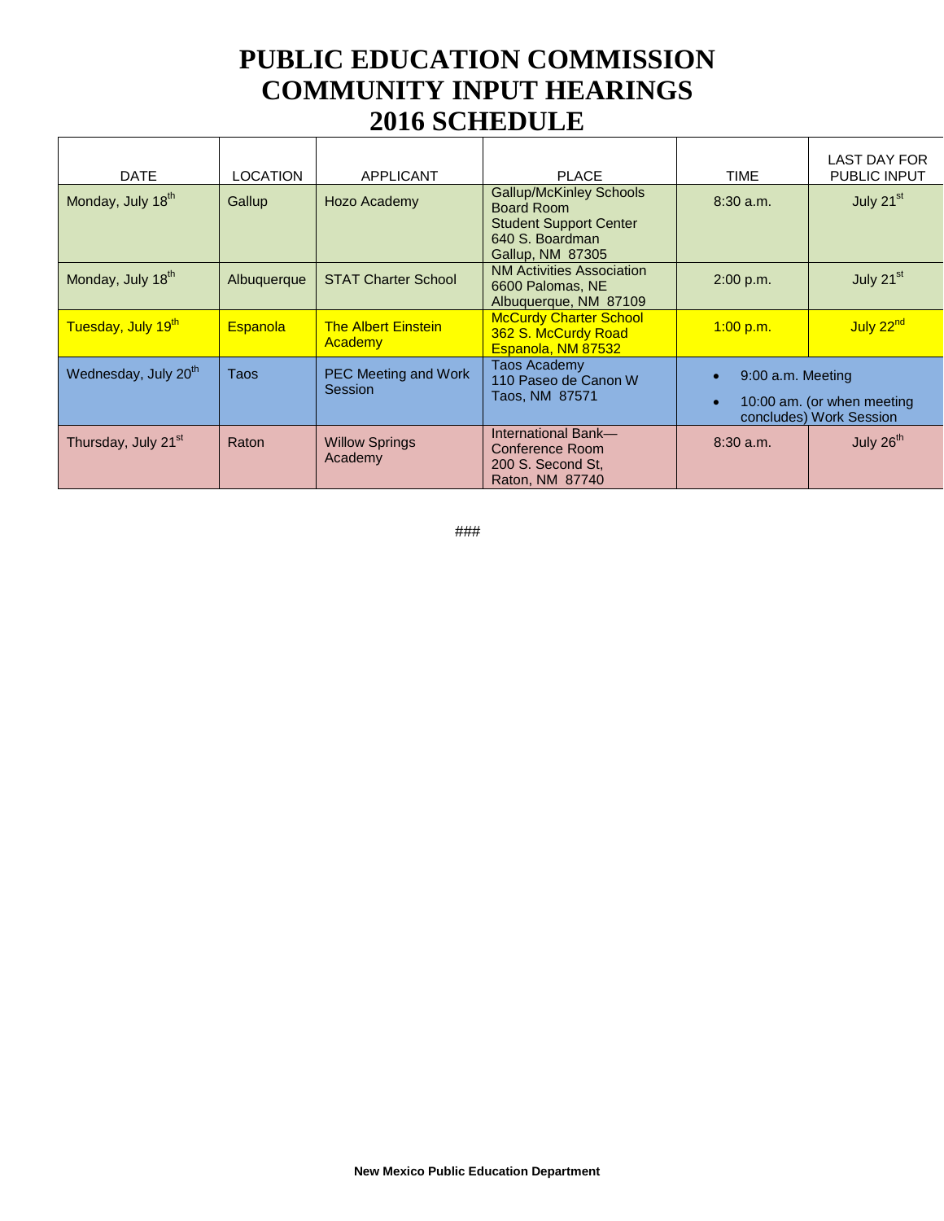# PUBLIC EDUCATION COMMISSION COMMUNITY INPUT HEARINGS 2016 SCHEDULE

| DATE | LOCATION | APPLICANT | PLACE | TIME | LAST DAY FOR PUBLIC INPUT |
|---|---|---|---|---|---|
| Monday, July 18th | Gallup | Hozo Academy | Gallup/McKinley Schools Board Room Student Support Center 640 S. Boardman Gallup, NM 87305 | 8:30 a.m. | July 21st |
| Monday, July 18th | Albuquerque | STAT Charter School | NM Activities Association 6600 Palomas, NE Albuquerque, NM 87109 | 2:00 p.m. | July 21st |
| Tuesday, July 19th | Espanola | The Albert Einstein Academy | McCurdy Charter School 362 S. McCurdy Road Espanola, NM 87532 | 1:00 p.m. | July 22nd |
| Wednesday, July 20th | Taos | PEC Meeting and Work Session | Taos Academy 110 Paseo de Canon W Taos, NM 87571 | • 9:00 a.m. Meeting<br>• 10:00 am. (or when meeting concludes) Work Session | |
| Thursday, July 21st | Raton | Willow Springs Academy | International Bank— Conference Room 200 S. Second St, Raton, NM 87740 | 8:30 a.m. | July 26th |

###

**New Mexico Public Education Department**